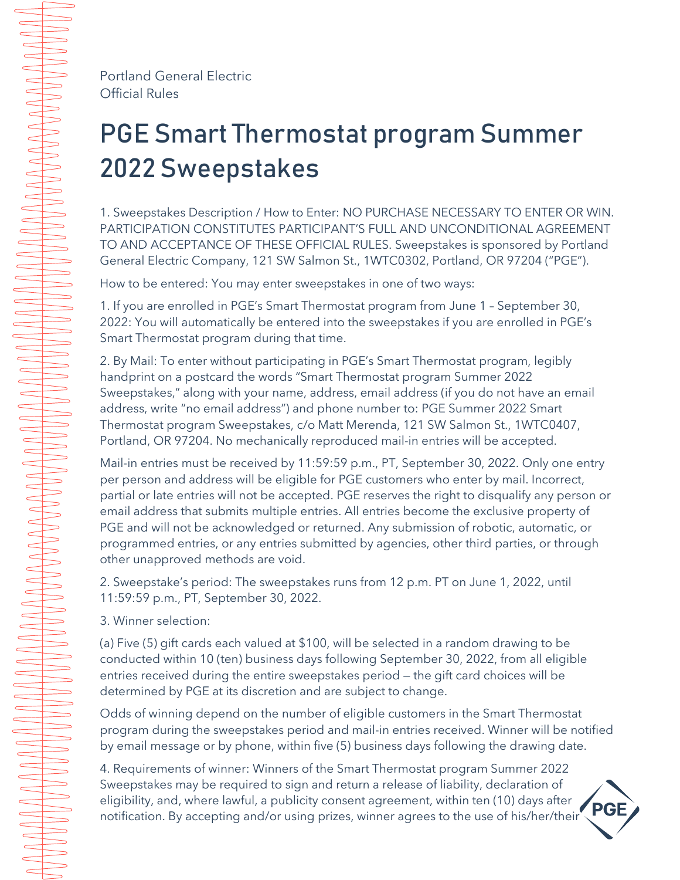Portland General Electric
Official Rules

# PGE Smart Thermostat program Summer 2022 Sweepstakes

1. Sweepstakes Description / How to Enter: NO PURCHASE NECESSARY TO ENTER OR WIN. PARTICIPATION CONSTITUTES PARTICIPANT'S FULL AND UNCONDITIONAL AGREEMENT TO AND ACCEPTANCE OF THESE OFFICIAL RULES. Sweepstakes is sponsored by Portland General Electric Company, 121 SW Salmon St., 1WTC0302, Portland, OR 97204 ("PGE").

How to be entered: You may enter sweepstakes in one of two ways:

1. If you are enrolled in PGE's Smart Thermostat program from June 1 – September 30, 2022: You will automatically be entered into the sweepstakes if you are enrolled in PGE's Smart Thermostat program during that time.

2. By Mail: To enter without participating in PGE's Smart Thermostat program, legibly handprint on a postcard the words "Smart Thermostat program Summer 2022 Sweepstakes," along with your name, address, email address (if you do not have an email address, write "no email address") and phone number to: PGE Summer 2022 Smart Thermostat program Sweepstakes, c/o Matt Merenda, 121 SW Salmon St., 1WTC0407, Portland, OR 97204. No mechanically reproduced mail-in entries will be accepted.

Mail-in entries must be received by 11:59:59 p.m., PT, September 30, 2022. Only one entry per person and address will be eligible for PGE customers who enter by mail. Incorrect, partial or late entries will not be accepted. PGE reserves the right to disqualify any person or email address that submits multiple entries. All entries become the exclusive property of PGE and will not be acknowledged or returned. Any submission of robotic, automatic, or programmed entries, or any entries submitted by agencies, other third parties, or through other unapproved methods are void.

2. Sweepstake's period: The sweepstakes runs from 12 p.m. PT on June 1, 2022, until 11:59:59 p.m., PT, September 30, 2022.

3. Winner selection:

(a) Five (5) gift cards each valued at $100, will be selected in a random drawing to be conducted within 10 (ten) business days following September 30, 2022, from all eligible entries received during the entire sweepstakes period — the gift card choices will be determined by PGE at its discretion and are subject to change.

Odds of winning depend on the number of eligible customers in the Smart Thermostat program during the sweepstakes period and mail-in entries received. Winner will be notified by email message or by phone, within five (5) business days following the drawing date.

4. Requirements of winner: Winners of the Smart Thermostat program Summer 2022 Sweepstakes may be required to sign and return a release of liability, declaration of eligibility, and, where lawful, a publicity consent agreement, within ten (10) days after notification. By accepting and/or using prizes, winner agrees to the use of his/her/their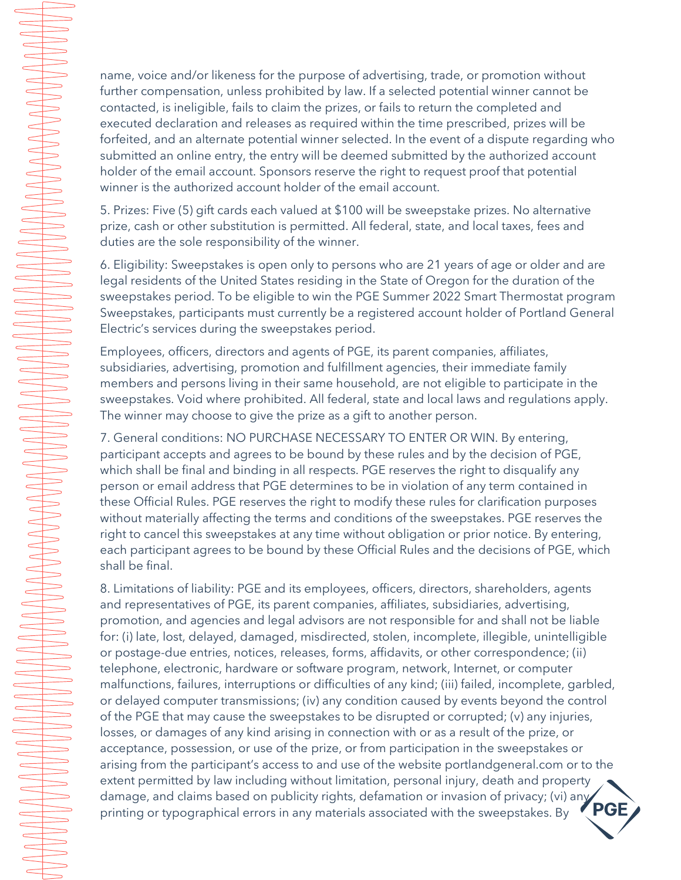name, voice and/or likeness for the purpose of advertising, trade, or promotion without further compensation, unless prohibited by law. If a selected potential winner cannot be contacted, is ineligible, fails to claim the prizes, or fails to return the completed and executed declaration and releases as required within the time prescribed, prizes will be forfeited, and an alternate potential winner selected. In the event of a dispute regarding who submitted an online entry, the entry will be deemed submitted by the authorized account holder of the email account. Sponsors reserve the right to request proof that potential winner is the authorized account holder of the email account.

5. Prizes: Five (5) gift cards each valued at $100 will be sweepstake prizes. No alternative prize, cash or other substitution is permitted. All federal, state, and local taxes, fees and duties are the sole responsibility of the winner.

6. Eligibility: Sweepstakes is open only to persons who are 21 years of age or older and are legal residents of the United States residing in the State of Oregon for the duration of the sweepstakes period. To be eligible to win the PGE Summer 2022 Smart Thermostat program Sweepstakes, participants must currently be a registered account holder of Portland General Electric's services during the sweepstakes period.

Employees, officers, directors and agents of PGE, its parent companies, affiliates, subsidiaries, advertising, promotion and fulfillment agencies, their immediate family members and persons living in their same household, are not eligible to participate in the sweepstakes. Void where prohibited. All federal, state and local laws and regulations apply. The winner may choose to give the prize as a gift to another person.

7. General conditions: NO PURCHASE NECESSARY TO ENTER OR WIN. By entering, participant accepts and agrees to be bound by these rules and by the decision of PGE, which shall be final and binding in all respects. PGE reserves the right to disqualify any person or email address that PGE determines to be in violation of any term contained in these Official Rules. PGE reserves the right to modify these rules for clarification purposes without materially affecting the terms and conditions of the sweepstakes. PGE reserves the right to cancel this sweepstakes at any time without obligation or prior notice. By entering, each participant agrees to be bound by these Official Rules and the decisions of PGE, which shall be final.

8. Limitations of liability: PGE and its employees, officers, directors, shareholders, agents and representatives of PGE, its parent companies, affiliates, subsidiaries, advertising, promotion, and agencies and legal advisors are not responsible for and shall not be liable for: (i) late, lost, delayed, damaged, misdirected, stolen, incomplete, illegible, unintelligible or postage-due entries, notices, releases, forms, affidavits, or other correspondence; (ii) telephone, electronic, hardware or software program, network, Internet, or computer malfunctions, failures, interruptions or difficulties of any kind; (iii) failed, incomplete, garbled, or delayed computer transmissions; (iv) any condition caused by events beyond the control of the PGE that may cause the sweepstakes to be disrupted or corrupted; (v) any injuries, losses, or damages of any kind arising in connection with or as a result of the prize, or acceptance, possession, or use of the prize, or from participation in the sweepstakes or arising from the participant's access to and use of the website portlandgeneral.com or to the extent permitted by law including without limitation, personal injury, death and property damage, and claims based on publicity rights, defamation or invasion of privacy; (vi) any printing or typographical errors in any materials associated with the sweepstakes. By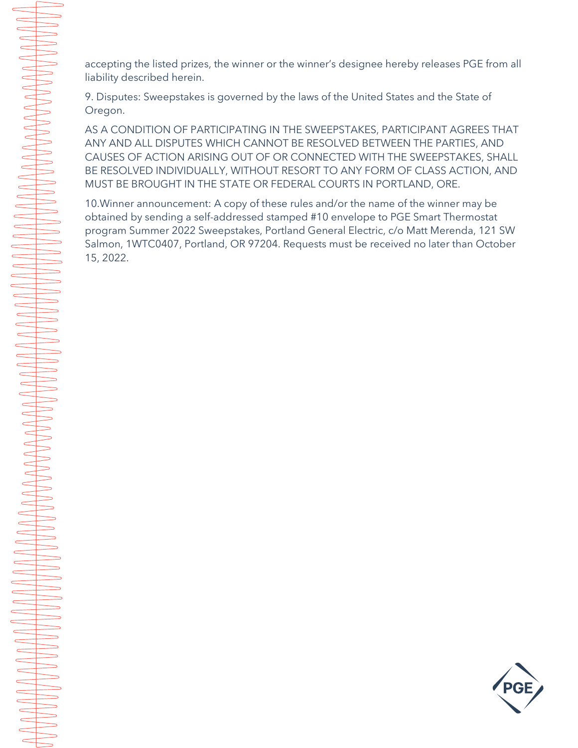accepting the listed prizes, the winner or the winner's designee hereby releases PGE from all liability described herein.

9. Disputes: Sweepstakes is governed by the laws of the United States and the State of Oregon.

AS A CONDITION OF PARTICIPATING IN THE SWEEPSTAKES, PARTICIPANT AGREES THAT ANY AND ALL DISPUTES WHICH CANNOT BE RESOLVED BETWEEN THE PARTIES, AND CAUSES OF ACTION ARISING OUT OF OR CONNECTED WITH THE SWEEPSTAKES, SHALL BE RESOLVED INDIVIDUALLY, WITHOUT RESORT TO ANY FORM OF CLASS ACTION, AND MUST BE BROUGHT IN THE STATE OR FEDERAL COURTS IN PORTLAND, ORE.

10.Winner announcement: A copy of these rules and/or the name of the winner may be obtained by sending a self-addressed stamped #10 envelope to PGE Smart Thermostat program Summer 2022 Sweepstakes, Portland General Electric, c/o Matt Merenda, 121 SW Salmon, 1WTC0407, Portland, OR 97204. Requests must be received no later than October 15, 2022.